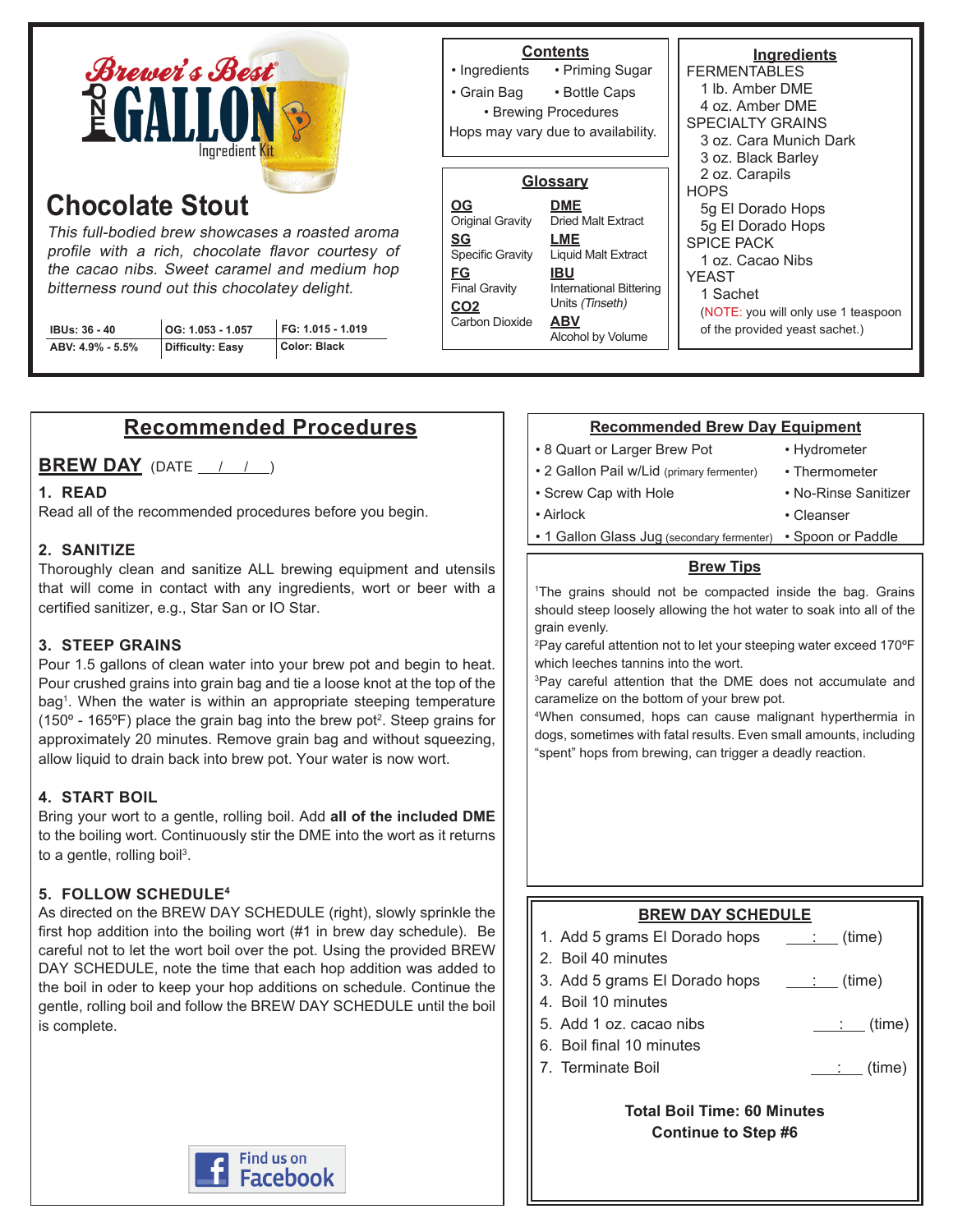# Brewer's Best® ONE GALLON Ingredient Kit

## Chocolate Stout

*This full-bodied brew showcases a roasted aroma profile with a rich, chocolate flavor courtesy of the cacao nibs. Sweet caramel and medium hop bitterness round out this chocolatey delight.*

| IBUs: 36 - 40 | OG: 1.053 - 1.057 | FG: 1.015 - 1.019 |
|---|---|---|
| ABV: 4.9% - 5.5% | Difficulty: Easy | Color: Black |

### Contents

- Ingredients
- Priming Sugar
- Grain Bag
- Bottle Caps
- Brewing Procedures

Hops may vary due to availability.

### Glossary

**OG** Original Gravity
**SG** Specific Gravity
**FG** Final Gravity
**CO2** Carbon Dioxide
**DME** Dried Malt Extract
**LME** Liquid Malt Extract
**IBU** International Bittering Units *(Tinseth)*
**ABV** Alcohol by Volume

### Ingredients

FERMENTABLES
- 1 lb. Amber DME
- 4 oz. Amber DME

SPECIALTY GRAINS
- 3 oz. Cara Munich Dark
- 3 oz. Black Barley
- 2 oz. Carapils

HOPS
- 5g El Dorado Hops
- 5g El Dorado Hops

SPICE PACK
- 1 oz. Cacao Nibs

YEAST
- 1 Sachet

(NOTE: you will only use 1 teaspoon of the provided yeast sachet.)

## Recommended Procedures

### BREW DAY (DATE \_\_/\_\_/\_\_)

**1. READ**
Read all of the recommended procedures before you begin.

**2. SANITIZE**
Thoroughly clean and sanitize ALL brewing equipment and utensils that will come in contact with any ingredients, wort or beer with a certified sanitizer, e.g., Star San or IO Star.

**3. STEEP GRAINS**
Pour 1.5 gallons of clean water into your brew pot and begin to heat. Pour crushed grains into grain bag and tie a loose knot at the top of the bag[1]. When the water is within an appropriate steeping temperature (150º - 165ºF) place the grain bag into the brew pot[2]. Steep grains for approximately 20 minutes. Remove grain bag and without squeezing, allow liquid to drain back into brew pot. Your water is now wort.

**4. START BOIL**
Bring your wort to a gentle, rolling boil. Add **all of the included DME** to the boiling wort. Continuously stir the DME into the wort as it returns to a gentle, rolling boil[3].

**5. FOLLOW SCHEDULE[4]**
As directed on the BREW DAY SCHEDULE (right), slowly sprinkle the first hop addition into the boiling wort (#1 in brew day schedule). Be careful not to let the wort boil over the pot. Using the provided BREW DAY SCHEDULE, note the time that each hop addition was added to the boil in oder to keep your hop additions on schedule. Continue the gentle, rolling boil and follow the BREW DAY SCHEDULE until the boil is complete.

Find us on Facebook

### Recommended Brew Day Equipment

- 8 Quart or Larger Brew Pot
- 2 Gallon Pail w/Lid (primary fermenter)
- Screw Cap with Hole
- Airlock
- 1 Gallon Glass Jug (secondary fermenter)
- Hydrometer
- Thermometer
- No-Rinse Sanitizer
- Cleanser
- Spoon or Paddle

### Brew Tips

[1]The grains should not be compacted inside the bag. Grains should steep loosely allowing the hot water to soak into all of the grain evenly.
[2]Pay careful attention not to let your steeping water exceed 170ºF which leeches tannins into the wort.
[3]Pay careful attention that the DME does not accumulate and caramelize on the bottom of your brew pot.
[4]When consumed, hops can cause malignant hyperthermia in dogs, sometimes with fatal results. Even small amounts, including "spent" hops from brewing, can trigger a deadly reaction.

### BREW DAY SCHEDULE

1. Add 5 grams El Dorado hops \_\_:\_\_ (time)
2. Boil 40 minutes
3. Add 5 grams El Dorado hops \_\_:\_\_ (time)
4. Boil 10 minutes
5. Add 1 oz. cacao nibs \_\_:\_\_ (time)
6. Boil final 10 minutes
7. Terminate Boil \_\_:\_\_ (time)

**Total Boil Time: 60 Minutes**
**Continue to Step #6**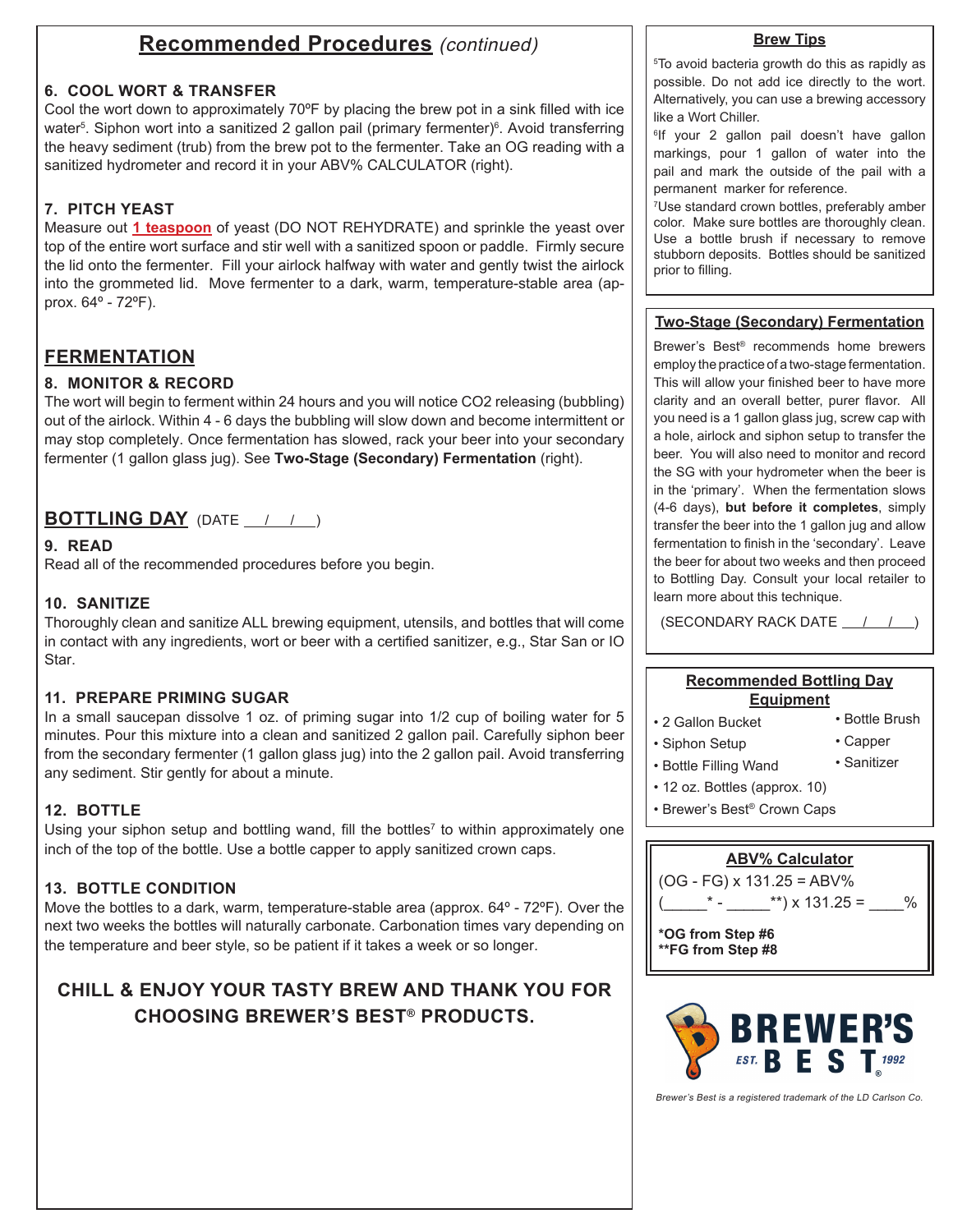## Recommended Procedures *(continued)*

### 6. COOL WORT & TRANSFER

Cool the wort down to approximately 70ºF by placing the brew pot in a sink filled with ice water[5]. Siphon wort into a sanitized 2 gallon pail (primary fermenter)[6]. Avoid transferring the heavy sediment (trub) from the brew pot to the fermenter. Take an OG reading with a sanitized hydrometer and record it in your ABV% CALCULATOR (right).

### 7. PITCH YEAST

Measure out **1 teaspoon** of yeast (DO NOT REHYDRATE) and sprinkle the yeast over top of the entire wort surface and stir well with a sanitized spoon or paddle. Firmly secure the lid onto the fermenter. Fill your airlock halfway with water and gently twist the airlock into the grommeted lid. Move fermenter to a dark, warm, temperature-stable area (approx. 64º - 72ºF).

## FERMENTATION

### 8. MONITOR & RECORD

The wort will begin to ferment within 24 hours and you will notice CO2 releasing (bubbling) out of the airlock. Within 4 - 6 days the bubbling will slow down and become intermittent or may stop completely. Once fermentation has slowed, rack your beer into your secondary fermenter (1 gallon glass jug). See **Two-Stage (Secondary) Fermentation** (right).

## BOTTLING DAY (DATE ___/___/___)

### 9. READ

Read all of the recommended procedures before you begin.

### 10. SANITIZE

Thoroughly clean and sanitize ALL brewing equipment, utensils, and bottles that will come in contact with any ingredients, wort or beer with a certified sanitizer, e.g., Star San or IO Star.

### 11. PREPARE PRIMING SUGAR

In a small saucepan dissolve 1 oz. of priming sugar into 1/2 cup of boiling water for 5 minutes. Pour this mixture into a clean and sanitized 2 gallon pail. Carefully siphon beer from the secondary fermenter (1 gallon glass jug) into the 2 gallon pail. Avoid transferring any sediment. Stir gently for about a minute.

### 12. BOTTLE

Using your siphon setup and bottling wand, fill the bottles[7] to within approximately one inch of the top of the bottle. Use a bottle capper to apply sanitized crown caps.

### 13. BOTTLE CONDITION

Move the bottles to a dark, warm, temperature-stable area (approx. 64º - 72ºF). Over the next two weeks the bottles will naturally carbonate. Carbonation times vary depending on the temperature and beer style, so be patient if it takes a week or so longer.

**CHILL & ENJOY YOUR TASTY BREW AND THANK YOU FOR CHOOSING BREWER'S BEST® PRODUCTS.**

### Brew Tips

[5]To avoid bacteria growth do this as rapidly as possible. Do not add ice directly to the wort. Alternatively, you can use a brewing accessory like a Wort Chiller.

[6]If your 2 gallon pail doesn't have gallon markings, pour 1 gallon of water into the pail and mark the outside of the pail with a permanent marker for reference.

[7]Use standard crown bottles, preferably amber color. Make sure bottles are thoroughly clean. Use a bottle brush if necessary to remove stubborn deposits. Bottles should be sanitized prior to filling.

### Two-Stage (Secondary) Fermentation

Brewer's Best® recommends home brewers employ the practice of a two-stage fermentation. This will allow your finished beer to have more clarity and an overall better, purer flavor. All you need is a 1 gallon glass jug, screw cap with a hole, airlock and siphon setup to transfer the beer. You will also need to monitor and record the SG with your hydrometer when the beer is in the 'primary'. When the fermentation slows (4-6 days), **but before it completes**, simply transfer the beer into the 1 gallon jug and allow fermentation to finish in the 'secondary'. Leave the beer for about two weeks and then proceed to Bottling Day. Consult your local retailer to learn more about this technique.

(SECONDARY RACK DATE ___/___/___)

### Recommended Bottling Day Equipment

- 2 Gallon Bucket
- Siphon Setup
- Bottle Filling Wand
- 12 oz. Bottles (approx. 10)
- Brewer's Best® Crown Caps
- Bottle Brush
- Capper
- Sanitizer

### ABV% Calculator

(OG - FG) x 131.25 = ABV%

(_____* - _____**) x 131.25 = ____%

**\*OG from Step #6**
**\*\*FG from Step #8**

BREWER'S BEST EST. 1992

*Brewer's Best is a registered trademark of the LD Carlson Co.*